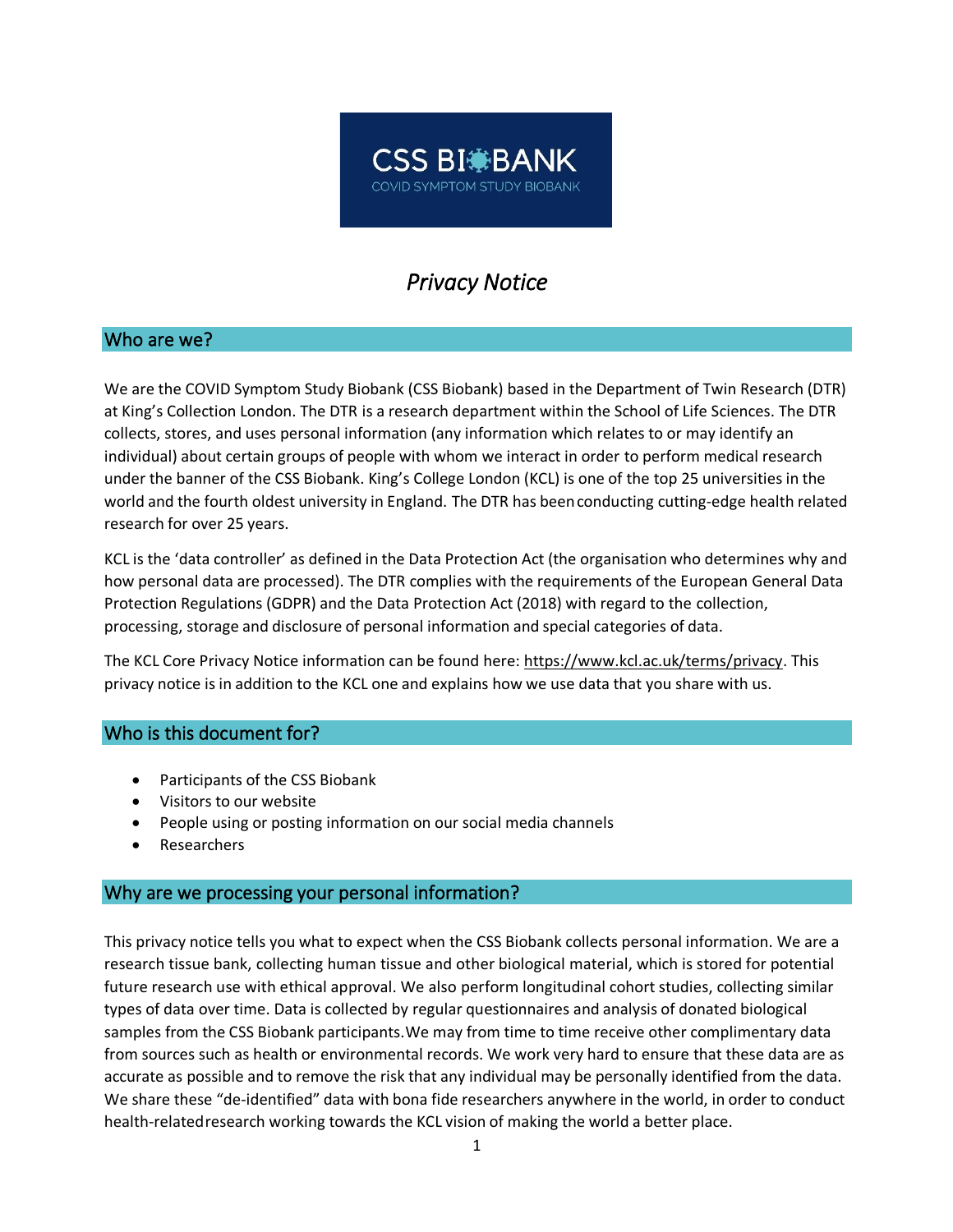CSS BIOBANK

COVID SYMPTOM STUDY BIOBANK

# *Privacy Notice*

## Who are we?

We are the COVID Symptom Study Biobank (CSS Biobank) based in the Department of Twin Research (DTR) at King's Collection London. The DTR is a research department within the School of Life Sciences. The DTR collects, stores, and uses personal information (any information which relates to or may identify an individual) about certain groups of people with whom we interact in order to perform medical research under the banner of the CSS Biobank. King's College London (KCL) is one of the top 25 universities in the world and the fourth oldest university in England. The DTR has been conducting cutting-edge health related research for over 25 years.

KCL is the 'data controller' as defined in the Data Protection Act (the organisation who determines why and how personal data are processed). The DTR complies with the requirements of the European General Data Protection Regulations (GDPR) and the Data Protection Act (2018) with regard to the collection, processing, storage and disclosure of personal information and special categories of data.

The KCL Core Privacy Notice information can be found here: https://www.kcl.ac.uk/terms/privacy. This privacy notice is in addition to the KCL one and explains how we use data that you share with us.

## Who is this document for?

- Participants of the CSS Biobank
- Visitors to our website
- People using or posting information on our social media channels
- Researchers

## Why are we processing your personal information?

This privacy notice tells you what to expect when the CSS Biobank collects personal information. We are a research tissue bank, collecting human tissue and other biological material, which is stored for potential future research use with ethical approval. We also perform longitudinal cohort studies, collecting similar types of data over time. Data is collected by regular questionnaires and analysis of donated biological samples from the CSS Biobank participants.We may from time to time receive other complimentary data from sources such as health or environmental records. We work very hard to ensure that these data are as accurate as possible and to remove the risk that any individual may be personally identified from the data. We share these "de-identified" data with bona fide researchers anywhere in the world, in order to conduct health-relatedresearch working towards the KCL vision of making the world a better place.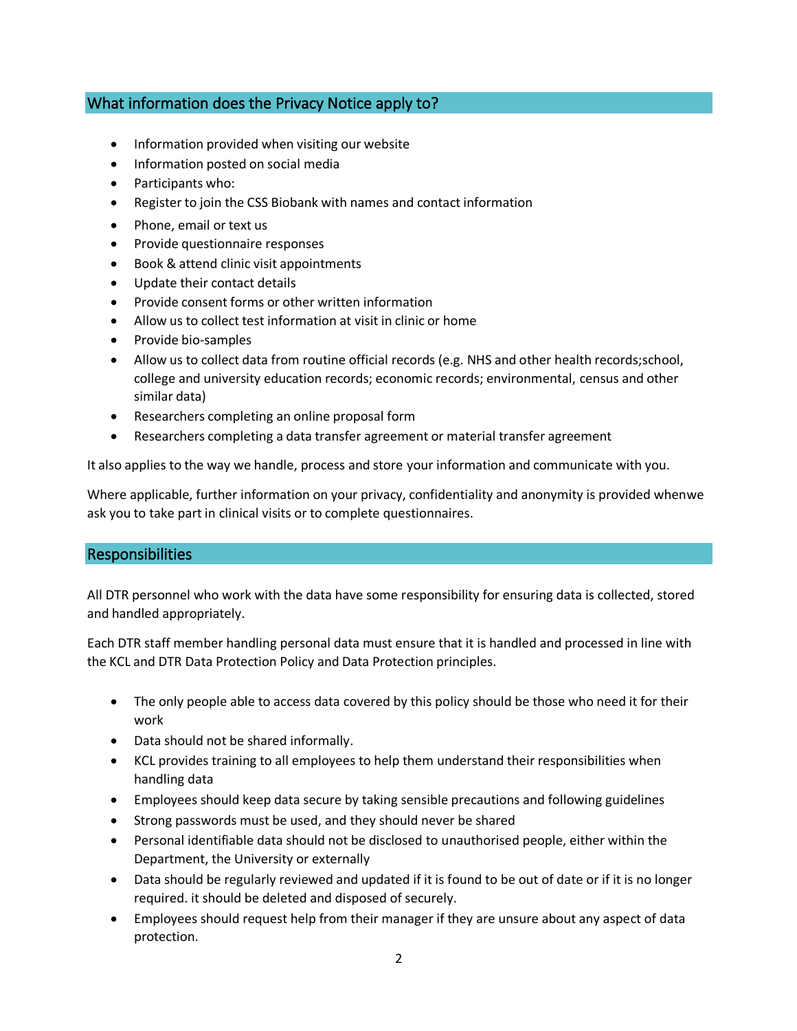## What information does the Privacy Notice apply to?

- Information provided when visiting our website
- Information posted on social media
- Participants who:
- Register to join the CSS Biobank with names and contact information
- Phone, email or text us
- Provide questionnaire responses
- Book & attend clinic visit appointments
- Update their contact details
- Provide consent forms or other written information
- Allow us to collect test information at visit in clinic or home
- Provide bio-samples
- Allow us to collect data from routine official records (e.g. NHS and other health records;school, college and university education records; economic records; environmental, census and other similar data)
- Researchers completing an online proposal form
- Researchers completing a data transfer agreement or material transfer agreement

It also applies to the way we handle, process and store your information and communicate with you.

Where applicable, further information on your privacy, confidentiality and anonymity is provided whenwe ask you to take part in clinical visits or to complete questionnaires.

## Responsibilities

All DTR personnel who work with the data have some responsibility for ensuring data is collected, stored and handled appropriately.

Each DTR staff member handling personal data must ensure that it is handled and processed in line with the KCL and DTR Data Protection Policy and Data Protection principles.

- The only people able to access data covered by this policy should be those who need it for their work
- Data should not be shared informally.
- KCL provides training to all employees to help them understand their responsibilities when handling data
- Employees should keep data secure by taking sensible precautions and following guidelines
- Strong passwords must be used, and they should never be shared
- Personal identifiable data should not be disclosed to unauthorised people, either within the Department, the University or externally
- Data should be regularly reviewed and updated if it is found to be out of date or if it is no longer required. it should be deleted and disposed of securely.
- Employees should request help from their manager if they are unsure about any aspect of data protection.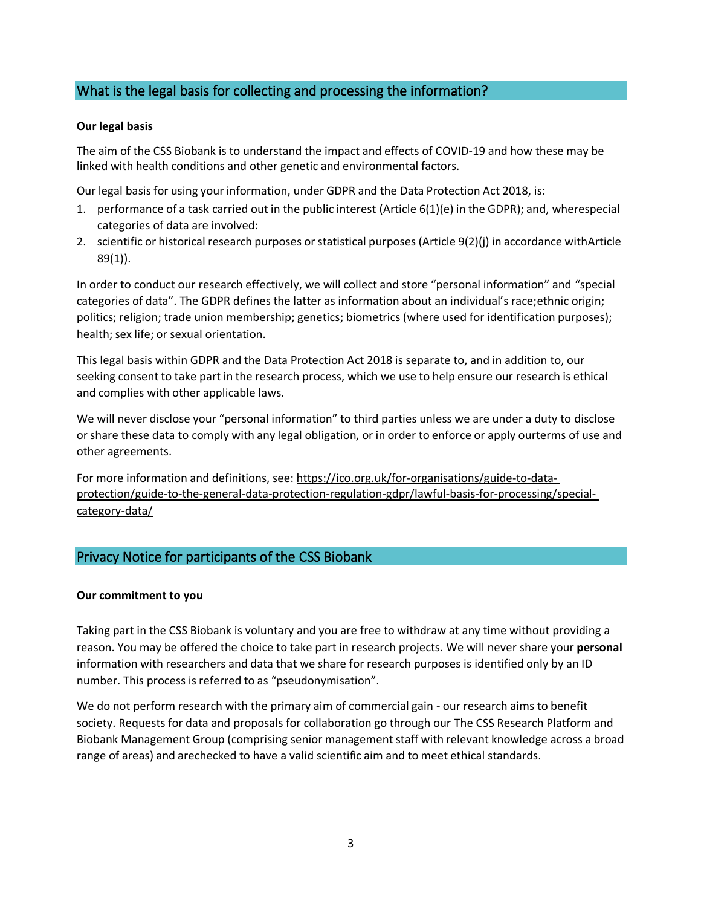## What is the legal basis for collecting and processing the information?

**Our legal basis**

The aim of the CSS Biobank is to understand the impact and effects of COVID-19 and how these may be linked with health conditions and other genetic and environmental factors.

Our legal basis for using your information, under GDPR and the Data Protection Act 2018, is:

1. performance of a task carried out in the public interest (Article 6(1)(e) in the GDPR); and, wherespecial categories of data are involved:
2. scientific or historical research purposes or statistical purposes (Article 9(2)(j) in accordance withArticle 89(1)).

In order to conduct our research effectively, we will collect and store "personal information" and "special categories of data". The GDPR defines the latter as information about an individual's race;ethnic origin; politics; religion; trade union membership; genetics; biometrics (where used for identification purposes); health; sex life; or sexual orientation.

This legal basis within GDPR and the Data Protection Act 2018 is separate to, and in addition to, our seeking consent to take part in the research process, which we use to help ensure our research is ethical and complies with other applicable laws.

We will never disclose your "personal information" to third parties unless we are under a duty to disclose or share these data to comply with any legal obligation, or in order to enforce or apply ourterms of use and other agreements.

For more information and definitions, see: https://ico.org.uk/for-organisations/guide-to-data-protection/guide-to-the-general-data-protection-regulation-gdpr/lawful-basis-for-processing/special-category-data/

## Privacy Notice for participants of the CSS Biobank

**Our commitment to you**

Taking part in the CSS Biobank is voluntary and you are free to withdraw at any time without providing a reason. You may be offered the choice to take part in research projects. We will never share your **personal** information with researchers and data that we share for research purposes is identified only by an ID number. This process is referred to as "pseudonymisation".

We do not perform research with the primary aim of commercial gain - our research aims to benefit society. Requests for data and proposals for collaboration go through our The CSS Research Platform and Biobank Management Group (comprising senior management staff with relevant knowledge across a broad range of areas) and arechecked to have a valid scientific aim and to meet ethical standards.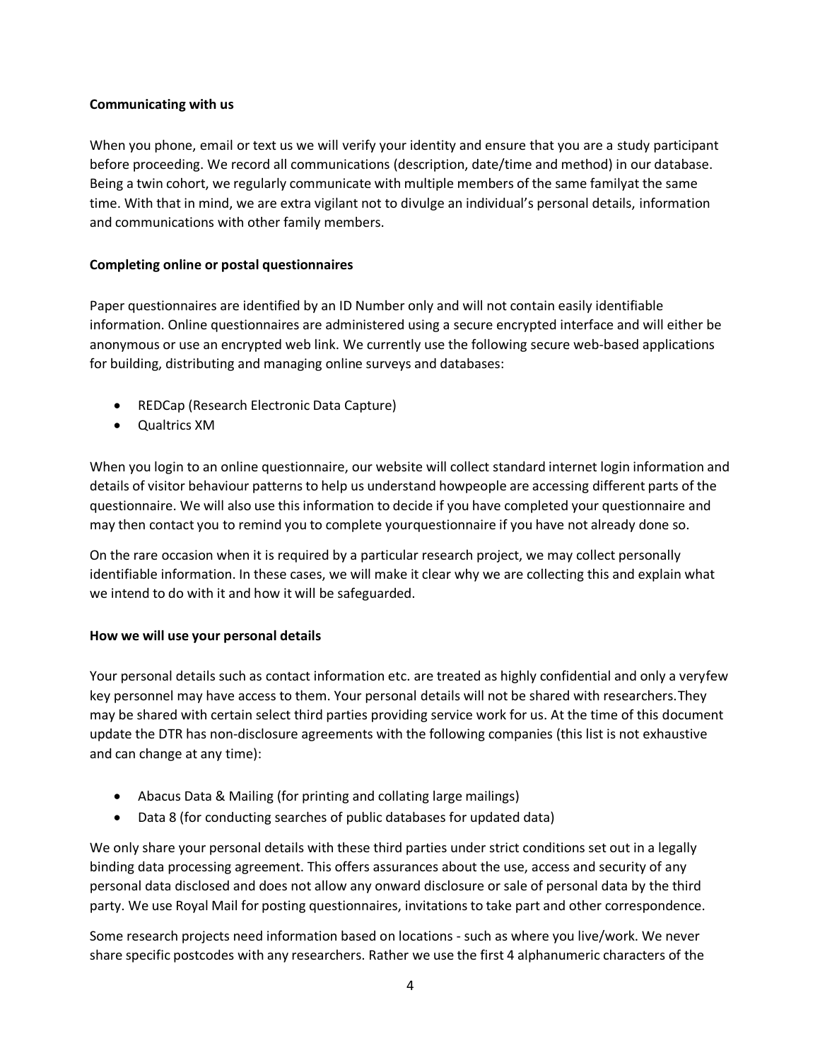**Communicating with us**

When you phone, email or text us we will verify your identity and ensure that you are a study participant before proceeding. We record all communications (description, date/time and method) in our database. Being a twin cohort, we regularly communicate with multiple members of the same familyat the same time. With that in mind, we are extra vigilant not to divulge an individual's personal details, information and communications with other family members.

**Completing online or postal questionnaires**

Paper questionnaires are identified by an ID Number only and will not contain easily identifiable information. Online questionnaires are administered using a secure encrypted interface and will either be anonymous or use an encrypted web link. We currently use the following secure web-based applications for building, distributing and managing online surveys and databases:

- REDCap (Research Electronic Data Capture)
- Qualtrics XM

When you login to an online questionnaire, our website will collect standard internet login information and details of visitor behaviour patterns to help us understand howpeople are accessing different parts of the questionnaire. We will also use this information to decide if you have completed your questionnaire and may then contact you to remind you to complete yourquestionnaire if you have not already done so.

On the rare occasion when it is required by a particular research project, we may collect personally identifiable information. In these cases, we will make it clear why we are collecting this and explain what we intend to do with it and how it will be safeguarded.

**How we will use your personal details**

Your personal details such as contact information etc. are treated as highly confidential and only a veryfew key personnel may have access to them. Your personal details will not be shared with researchers.They may be shared with certain select third parties providing service work for us. At the time of this document update the DTR has non-disclosure agreements with the following companies (this list is not exhaustive and can change at any time):

- Abacus Data & Mailing (for printing and collating large mailings)
- Data 8 (for conducting searches of public databases for updated data)

We only share your personal details with these third parties under strict conditions set out in a legally binding data processing agreement. This offers assurances about the use, access and security of any personal data disclosed and does not allow any onward disclosure or sale of personal data by the third party. We use Royal Mail for posting questionnaires, invitations to take part and other correspondence.

Some research projects need information based on locations - such as where you live/work. We never share specific postcodes with any researchers. Rather we use the first 4 alphanumeric characters of the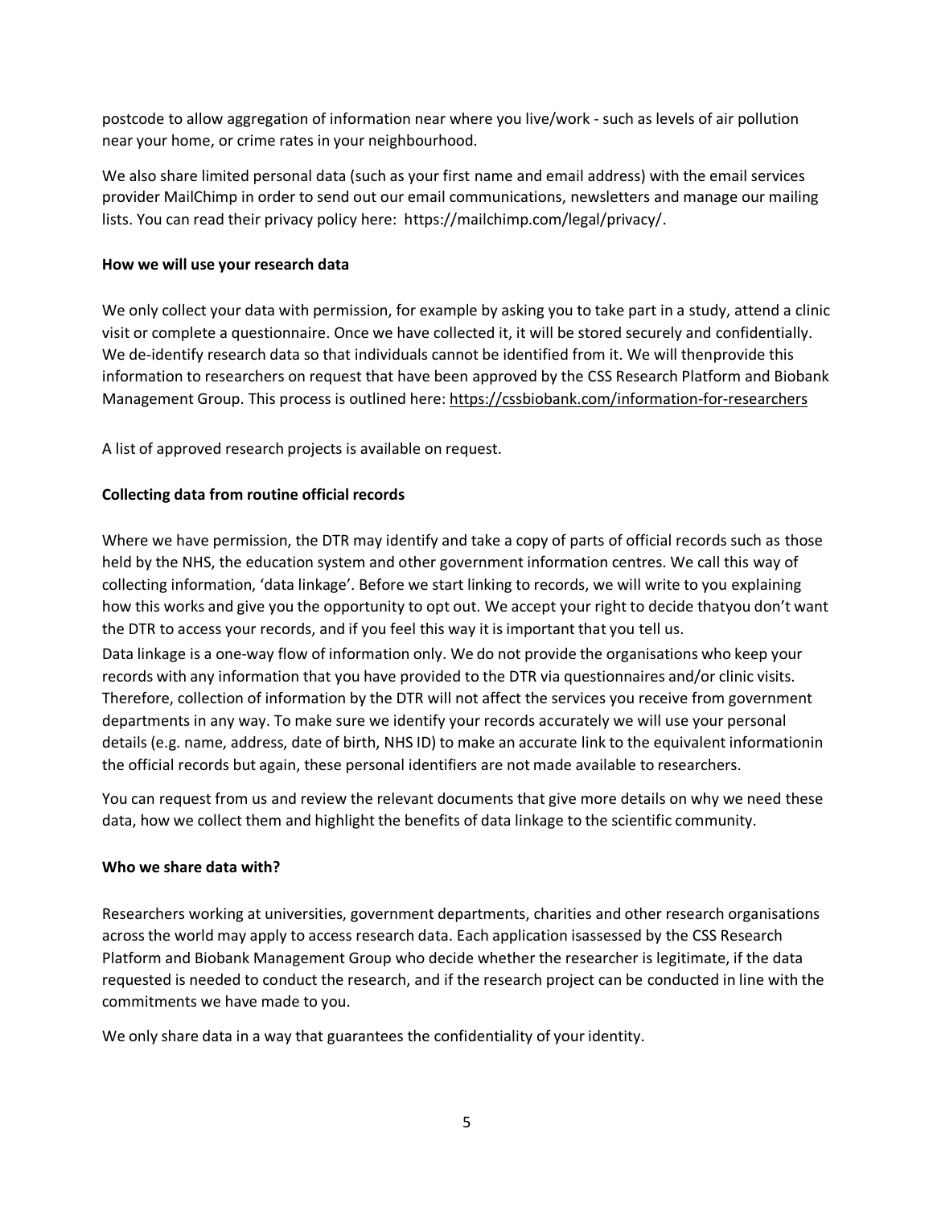postcode to allow aggregation of information near where you live/work - such as levels of air pollution near your home, or crime rates in your neighbourhood.

We also share limited personal data (such as your first name and email address) with the email services provider MailChimp in order to send out our email communications, newsletters and manage our mailing lists. You can read their privacy policy here: https://mailchimp.com/legal/privacy/.

**How we will use your research data**

We only collect your data with permission, for example by asking you to take part in a study, attend a clinic visit or complete a questionnaire. Once we have collected it, it will be stored securely and confidentially. We de-identify research data so that individuals cannot be identified from it. We will thenprovide this information to researchers on request that have been approved by the CSS Research Platform and Biobank Management Group. This process is outlined here: https://cssbiobank.com/information-for-researchers

A list of approved research projects is available on request.

**Collecting data from routine official records**

Where we have permission, the DTR may identify and take a copy of parts of official records such as those held by the NHS, the education system and other government information centres. We call this way of collecting information, 'data linkage'. Before we start linking to records, we will write to you explaining how this works and give you the opportunity to opt out. We accept your right to decide thatyou don't want the DTR to access your records, and if you feel this way it is important that you tell us.

Data linkage is a one-way flow of information only. We do not provide the organisations who keep your records with any information that you have provided to the DTR via questionnaires and/or clinic visits. Therefore, collection of information by the DTR will not affect the services you receive from government departments in any way. To make sure we identify your records accurately we will use your personal details (e.g. name, address, date of birth, NHS ID) to make an accurate link to the equivalent informationin the official records but again, these personal identifiers are not made available to researchers.

You can request from us and review the relevant documents that give more details on why we need these data, how we collect them and highlight the benefits of data linkage to the scientific community.

**Who we share data with?**

Researchers working at universities, government departments, charities and other research organisations across the world may apply to access research data. Each application isassessed by the CSS Research Platform and Biobank Management Group who decide whether the researcher is legitimate, if the data requested is needed to conduct the research, and if the research project can be conducted in line with the commitments we have made to you.

We only share data in a way that guarantees the confidentiality of your identity.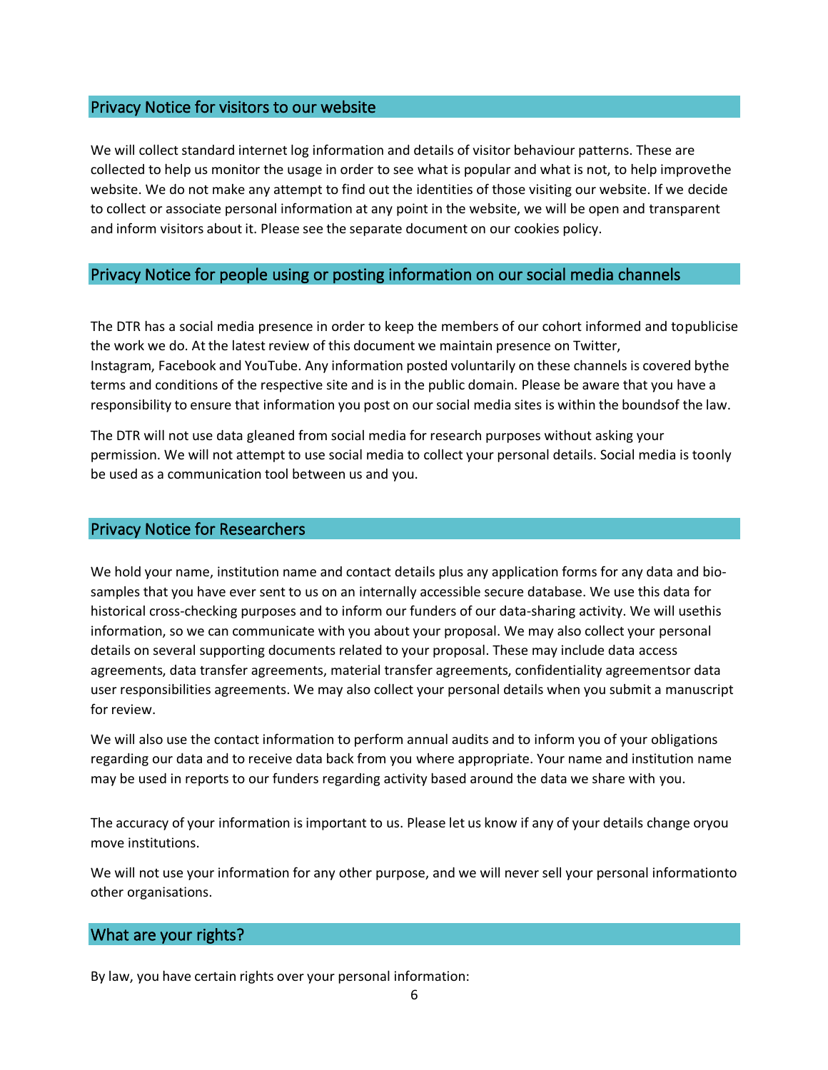## Privacy Notice for visitors to our website

We will collect standard internet log information and details of visitor behaviour patterns. These are collected to help us monitor the usage in order to see what is popular and what is not, to help improvethe website. We do not make any attempt to find out the identities of those visiting our website. If we decide to collect or associate personal information at any point in the website, we will be open and transparent and inform visitors about it. Please see the separate document on our cookies policy.

## Privacy Notice for people using or posting information on our social media channels

The DTR has a social media presence in order to keep the members of our cohort informed and topublicise the work we do. At the latest review of this document we maintain presence on Twitter, Instagram, Facebook and YouTube. Any information posted voluntarily on these channels is covered bythe terms and conditions of the respective site and is in the public domain. Please be aware that you have a responsibility to ensure that information you post on our social media sites is within the boundsof the law.

The DTR will not use data gleaned from social media for research purposes without asking your permission. We will not attempt to use social media to collect your personal details. Social media is toonly be used as a communication tool between us and you.

## Privacy Notice for Researchers

We hold your name, institution name and contact details plus any application forms for any data and bio-samples that you have ever sent to us on an internally accessible secure database. We use this data for historical cross-checking purposes and to inform our funders of our data-sharing activity. We will usethis information, so we can communicate with you about your proposal. We may also collect your personal details on several supporting documents related to your proposal. These may include data access agreements, data transfer agreements, material transfer agreements, confidentiality agreementsor data user responsibilities agreements. We may also collect your personal details when you submit a manuscript for review.

We will also use the contact information to perform annual audits and to inform you of your obligations regarding our data and to receive data back from you where appropriate. Your name and institution name may be used in reports to our funders regarding activity based around the data we share with you.

The accuracy of your information is important to us. Please let us know if any of your details change oryou move institutions.

We will not use your information for any other purpose, and we will never sell your personal informationto other organisations.

## What are your rights?

By law, you have certain rights over your personal information: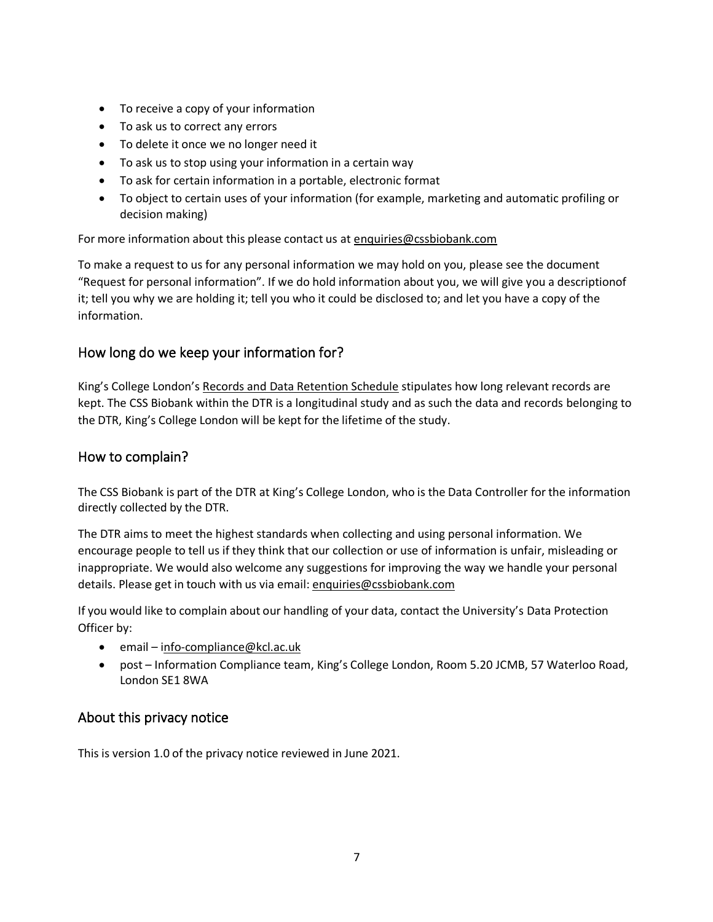- To receive a copy of your information
- To ask us to correct any errors
- To delete it once we no longer need it
- To ask us to stop using your information in a certain way
- To ask for certain information in a portable, electronic format
- To object to certain uses of your information (for example, marketing and automatic profiling or decision making)

For more information about this please contact us at enquiries@cssbiobank.com

To make a request to us for any personal information we may hold on you, please see the document "Request for personal information". If we do hold information about you, we will give you a descriptionof it; tell you why we are holding it; tell you who it could be disclosed to; and let you have a copy of the information.

## How long do we keep your information for?

King's College London's Records and Data Retention Schedule stipulates how long relevant records are kept. The CSS Biobank within the DTR is a longitudinal study and as such the data and records belonging to the DTR, King's College London will be kept for the lifetime of the study.

## How to complain?

The CSS Biobank is part of the DTR at King's College London, who is the Data Controller for the information directly collected by the DTR.

The DTR aims to meet the highest standards when collecting and using personal information. We encourage people to tell us if they think that our collection or use of information is unfair, misleading or inappropriate. We would also welcome any suggestions for improving the way we handle your personal details. Please get in touch with us via email: enquiries@cssbiobank.com

If you would like to complain about our handling of your data, contact the University's Data Protection Officer by:

- email – info-compliance@kcl.ac.uk
- post – Information Compliance team, King's College London, Room 5.20 JCMB, 57 Waterloo Road, London SE1 8WA

## About this privacy notice

This is version 1.0 of the privacy notice reviewed in June 2021.